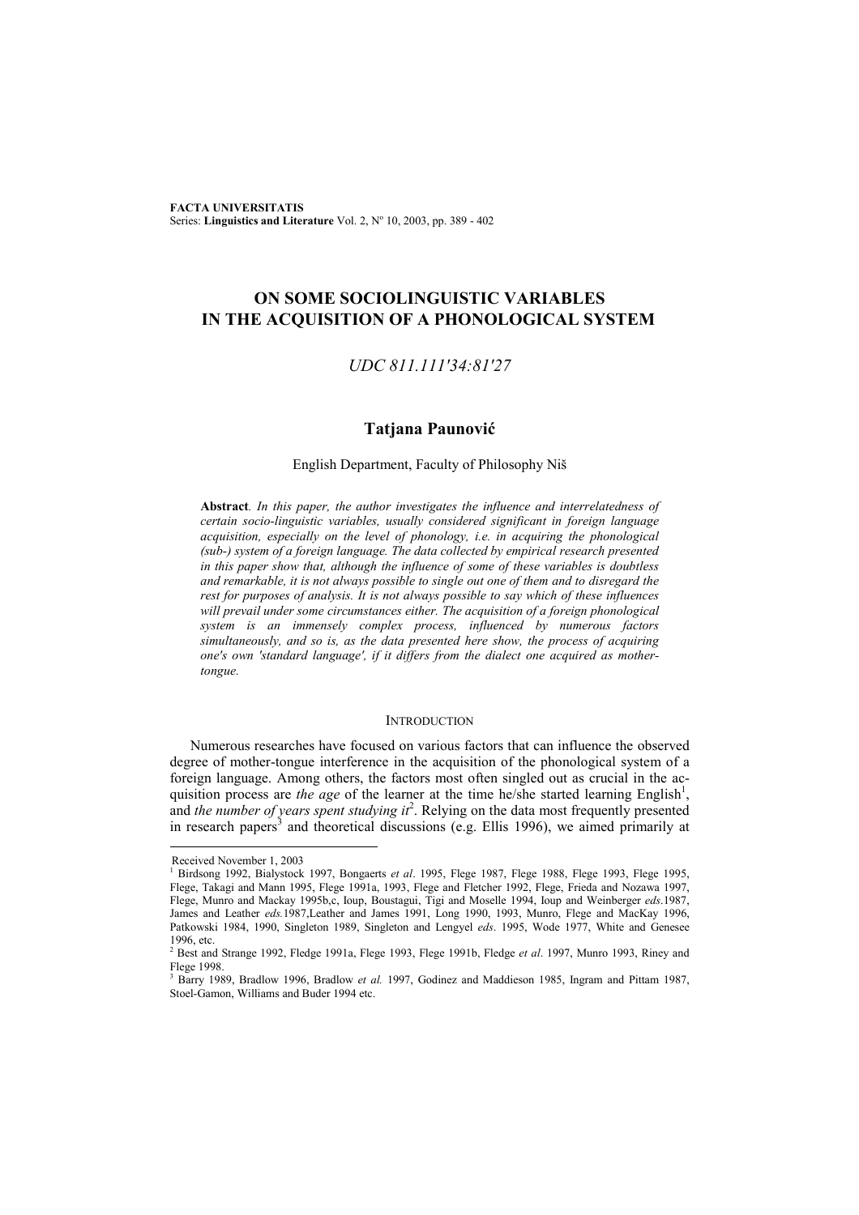# ON SOME SOCIOLINGUISTIC VARIABLES IN THE ACQUISITION OF A PHONOLOGICAL SYSTEM

*UDC 811.111'34:81'27*

## Tatjana Paunović

English Department, Faculty of Philosophy Niš

**Abstract**. *In this paper, the author investigates the influence and interrelatedness of certain socio-linguistic variables, usually considered significant in foreign language acquisition, especially on the level of phonology, i.e. in acquiring the phonological (sub-) system of a foreign language. The data collected by empirical research presented in this paper show that, although the influence of some of these variables is doubtless and remarkable, it is not always possible to single out one of them and to disregard the rest for purposes of analysis. It is not always possible to say which of these influences will prevail under some circumstances either. The acquisition of a foreign phonological system is an immensely complex process, influenced by numerous factors simultaneously, and so is, as the data presented here show, the process of acquiring one's own 'standard language', if it differs from the dialect one acquired as mother-tongue.*

## INTRODUCTION

Numerous researches have focused on various factors that can influence the observed degree of mother-tongue interference in the acquisition of the phonological system of a foreign language. Among others, the factors most often singled out as crucial in the acquisition process are *the age* of the learner at the time he/she started learning English[1], and *the number of years spent studying it*[2]. Relying on the data most frequently presented in research papers[3] and theoretical discussions (e.g. Ellis 1996), we aimed primarily at

---

Received November 1, 2003

[1] Birdsong 1992, Bialystock 1997, Bongaerts *et al*. 1995, Flege 1987, Flege 1988, Flege 1993, Flege 1995, Flege, Takagi and Mann 1995, Flege 1991a, 1993, Flege and Fletcher 1992, Flege, Frieda and Nozawa 1997, Flege, Munro and Mackay 1995b,c, Ioup, Boustagui, Tigi and Moselle 1994, Ioup and Weinberger *eds*.1987, James and Leather *eds.*1987,Leather and James 1991, Long 1990, 1993, Munro, Flege and MacKay 1996, Patkowski 1984, 1990, Singleton 1989, Singleton and Lengyel *eds*. 1995, Wode 1977, White and Genesee 1996, etc.

[2] Best and Strange 1992, Fledge 1991a, Flege 1993, Flege 1991b, Fledge *et al*. 1997, Munro 1993, Riney and Flege 1998.

[3] Barry 1989, Bradlow 1996, Bradlow *et al.* 1997, Godinez and Maddieson 1985, Ingram and Pittam 1987, Stoel-Gamon, Williams and Buder 1994 etc.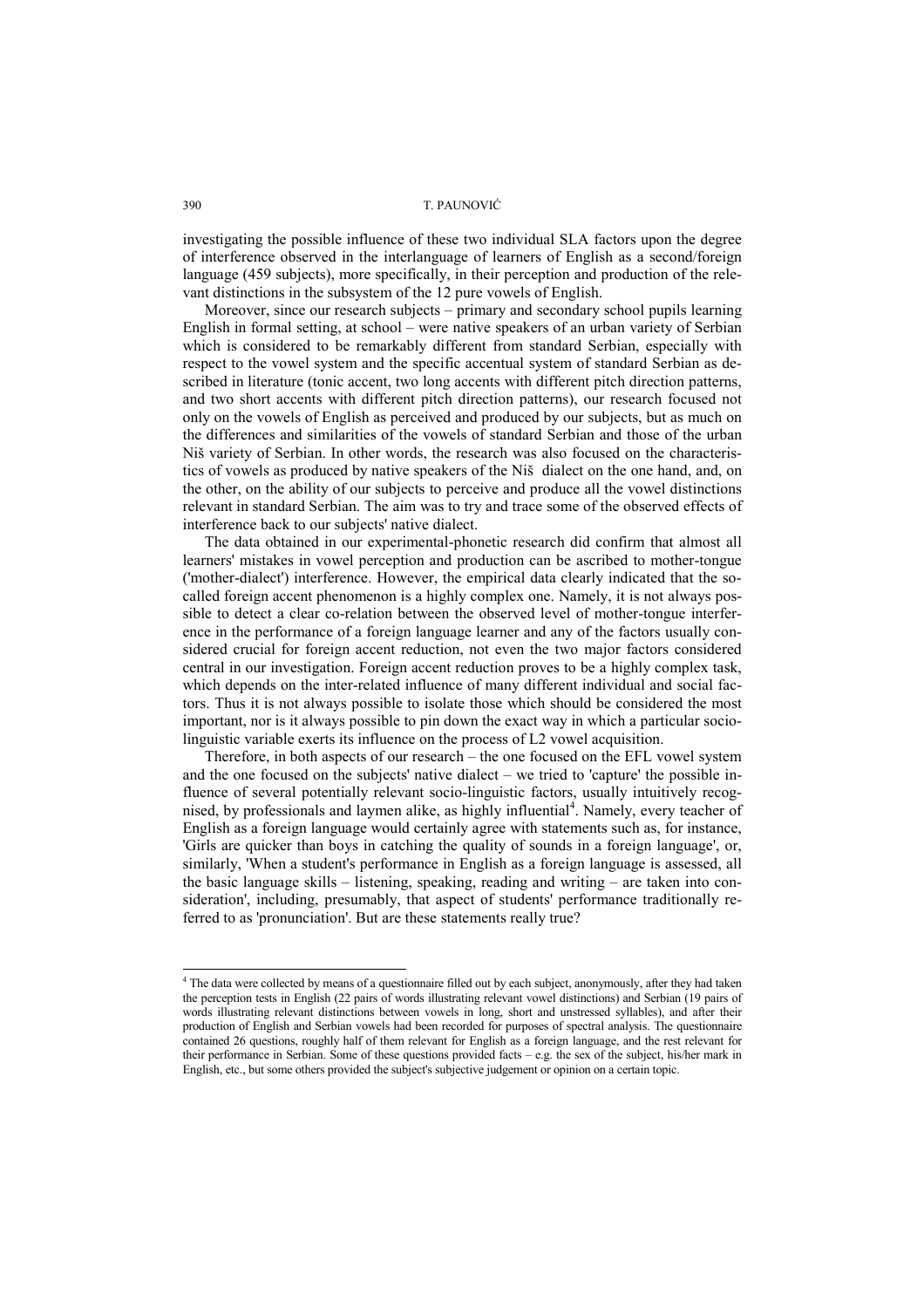investigating the possible influence of these two individual SLA factors upon the degree of interference observed in the interlanguage of learners of English as a second/foreign language (459 subjects), more specifically, in their perception and production of the relevant distinctions in the subsystem of the 12 pure vowels of English.

Moreover, since our research subjects – primary and secondary school pupils learning English in formal setting, at school – were native speakers of an urban variety of Serbian which is considered to be remarkably different from standard Serbian, especially with respect to the vowel system and the specific accentual system of standard Serbian as described in literature (tonic accent, two long accents with different pitch direction patterns, and two short accents with different pitch direction patterns), our research focused not only on the vowels of English as perceived and produced by our subjects, but as much on the differences and similarities of the vowels of standard Serbian and those of the urban Niš variety of Serbian. In other words, the research was also focused on the characteristics of vowels as produced by native speakers of the Niš dialect on the one hand, and, on the other, on the ability of our subjects to perceive and produce all the vowel distinctions relevant in standard Serbian. The aim was to try and trace some of the observed effects of interference back to our subjects' native dialect.

The data obtained in our experimental-phonetic research did confirm that almost all learners' mistakes in vowel perception and production can be ascribed to mother-tongue ('mother-dialect') interference. However, the empirical data clearly indicated that the so-called foreign accent phenomenon is a highly complex one. Namely, it is not always possible to detect a clear co-relation between the observed level of mother-tongue interference in the performance of a foreign language learner and any of the factors usually considered crucial for foreign accent reduction, not even the two major factors considered central in our investigation. Foreign accent reduction proves to be a highly complex task, which depends on the inter-related influence of many different individual and social factors. Thus it is not always possible to isolate those which should be considered the most important, nor is it always possible to pin down the exact way in which a particular socio-linguistic variable exerts its influence on the process of L2 vowel acquisition.

Therefore, in both aspects of our research – the one focused on the EFL vowel system and the one focused on the subjects' native dialect – we tried to 'capture' the possible influence of several potentially relevant socio-linguistic factors, usually intuitively recognised, by professionals and laymen alike, as highly influential[4]. Namely, every teacher of English as a foreign language would certainly agree with statements such as, for instance, 'Girls are quicker than boys in catching the quality of sounds in a foreign language', or, similarly, 'When a student's performance in English as a foreign language is assessed, all the basic language skills – listening, speaking, reading and writing – are taken into consideration', including, presumably, that aspect of students' performance traditionally referred to as 'pronunciation'. But are these statements really true?

---

[4] The data were collected by means of a questionnaire filled out by each subject, anonymously, after they had taken the perception tests in English (22 pairs of words illustrating relevant vowel distinctions) and Serbian (19 pairs of words illustrating relevant distinctions between vowels in long, short and unstressed syllables), and after their production of English and Serbian vowels had been recorded for purposes of spectral analysis. The questionnaire contained 26 questions, roughly half of them relevant for English as a foreign language, and the rest relevant for their performance in Serbian. Some of these questions provided facts – e.g. the sex of the subject, his/her mark in English, etc., but some others provided the subject's subjective judgement or opinion on a certain topic.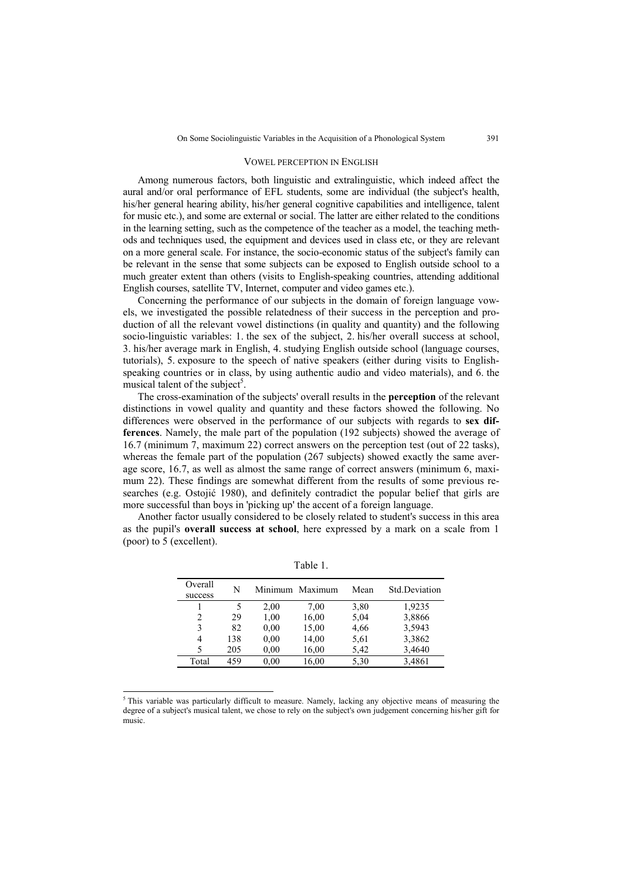## VOWEL PERCEPTION IN ENGLISH

Among numerous factors, both linguistic and extralinguistic, which indeed affect the aural and/or oral performance of EFL students, some are individual (the subject's health, his/her general hearing ability, his/her general cognitive capabilities and intelligence, talent for music etc.), and some are external or social. The latter are either related to the conditions in the learning setting, such as the competence of the teacher as a model, the teaching methods and techniques used, the equipment and devices used in class etc, or they are relevant on a more general scale. For instance, the socio-economic status of the subject's family can be relevant in the sense that some subjects can be exposed to English outside school to a much greater extent than others (visits to English-speaking countries, attending additional English courses, satellite TV, Internet, computer and video games etc.).

Concerning the performance of our subjects in the domain of foreign language vowels, we investigated the possible relatedness of their success in the perception and production of all the relevant vowel distinctions (in quality and quantity) and the following socio-linguistic variables: 1. the sex of the subject, 2. his/her overall success at school, 3. his/her average mark in English, 4. studying English outside school (language courses, tutorials), 5. exposure to the speech of native speakers (either during visits to English-speaking countries or in class, by using authentic audio and video materials), and 6. the musical talent of the subject[5].

The cross-examination of the subjects' overall results in the **perception** of the relevant distinctions in vowel quality and quantity and these factors showed the following. No differences were observed in the performance of our subjects with regards to **sex differences**. Namely, the male part of the population (192 subjects) showed the average of 16.7 (minimum 7, maximum 22) correct answers on the perception test (out of 22 tasks), whereas the female part of the population (267 subjects) showed exactly the same average score, 16.7, as well as almost the same range of correct answers (minimum 6, maximum 22). These findings are somewhat different from the results of some previous researches (e.g. Ostojić 1980), and definitely contradict the popular belief that girls are more successful than boys in 'picking up' the accent of a foreign language.

Another factor usually considered to be closely related to student's success in this area as the pupil's **overall success at school**, here expressed by a mark on a scale from 1 (poor) to 5 (excellent).

Table 1.

| Overall success | N | Minimum | Maximum | Mean | Std.Deviation |
|---|---|---|---|---|---|
| 1 | 5 | 2,00 | 7,00 | 3,80 | 1,9235 |
| 2 | 29 | 1,00 | 16,00 | 5,04 | 3,8866 |
| 3 | 82 | 0,00 | 15,00 | 4,66 | 3,5943 |
| 4 | 138 | 0,00 | 14,00 | 5,61 | 3,3862 |
| 5 | 205 | 0,00 | 16,00 | 5,42 | 3,4640 |
| Total | 459 | 0,00 | 16,00 | 5,30 | 3,4861 |

[5] This variable was particularly difficult to measure. Namely, lacking any objective means of measuring the degree of a subject's musical talent, we chose to rely on the subject's own judgement concerning his/her gift for music.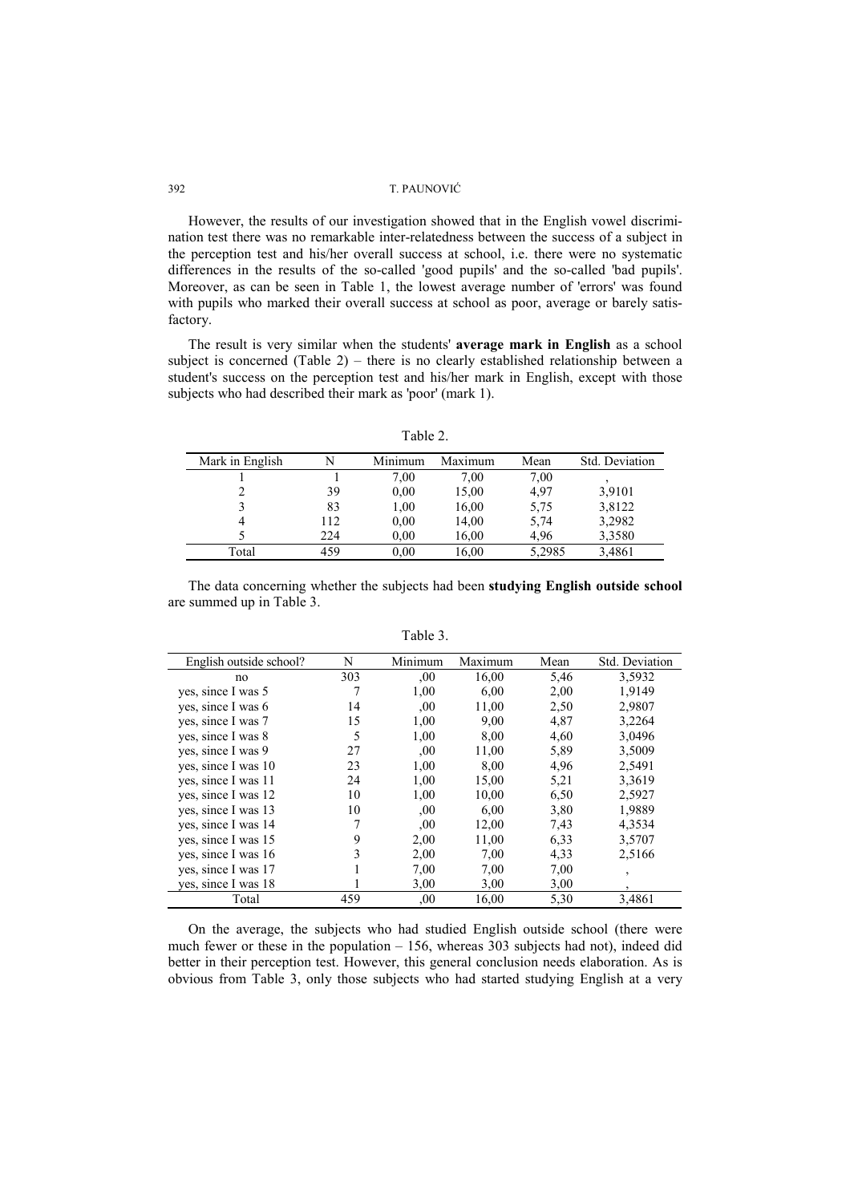However, the results of our investigation showed that in the English vowel discrimination test there was no remarkable inter-relatedness between the success of a subject in the perception test and his/her overall success at school, i.e. there were no systematic differences in the results of the so-called 'good pupils' and the so-called 'bad pupils'. Moreover, as can be seen in Table 1, the lowest average number of 'errors' was found with pupils who marked their overall success at school as poor, average or barely satisfactory.

The result is very similar when the students' **average mark in English** as a school subject is concerned (Table 2) – there is no clearly established relationship between a student's success on the perception test and his/her mark in English, except with those subjects who had described their mark as 'poor' (mark 1).

Table 2.

| Mark in English | N | Minimum | Maximum | Mean | Std. Deviation |
|---|---|---|---|---|---|
| 1 | 1 | 7,00 | 7,00 | 7,00 | , |
| 2 | 39 | 0,00 | 15,00 | 4,97 | 3,9101 |
| 3 | 83 | 1,00 | 16,00 | 5,75 | 3,8122 |
| 4 | 112 | 0,00 | 14,00 | 5,74 | 3,2982 |
| 5 | 224 | 0,00 | 16,00 | 4,96 | 3,3580 |
| Total | 459 | 0,00 | 16,00 | 5,2985 | 3,4861 |

The data concerning whether the subjects had been **studying English outside school** are summed up in Table 3.

Table 3.

| English outside school? | N | Minimum | Maximum | Mean | Std. Deviation |
|---|---|---|---|---|---|
| no | 303 | ,00 | 16,00 | 5,46 | 3,5932 |
| yes, since I was 5 | 7 | 1,00 | 6,00 | 2,00 | 1,9149 |
| yes, since I was 6 | 14 | ,00 | 11,00 | 2,50 | 2,9807 |
| yes, since I was 7 | 15 | 1,00 | 9,00 | 4,87 | 3,2264 |
| yes, since I was 8 | 5 | 1,00 | 8,00 | 4,60 | 3,0496 |
| yes, since I was 9 | 27 | ,00 | 11,00 | 5,89 | 3,5009 |
| yes, since I was 10 | 23 | 1,00 | 8,00 | 4,96 | 2,5491 |
| yes, since I was 11 | 24 | 1,00 | 15,00 | 5,21 | 3,3619 |
| yes, since I was 12 | 10 | 1,00 | 10,00 | 6,50 | 2,5927 |
| yes, since I was 13 | 10 | ,00 | 6,00 | 3,80 | 1,9889 |
| yes, since I was 14 | 7 | ,00 | 12,00 | 7,43 | 4,3534 |
| yes, since I was 15 | 9 | 2,00 | 11,00 | 6,33 | 3,5707 |
| yes, since I was 16 | 3 | 2,00 | 7,00 | 4,33 | 2,5166 |
| yes, since I was 17 | 1 | 7,00 | 7,00 | 7,00 | , |
| yes, since I was 18 | 1 | 3,00 | 3,00 | 3,00 | , |
| Total | 459 | ,00 | 16,00 | 5,30 | 3,4861 |

On the average, the subjects who had studied English outside school (there were much fewer or these in the population – 156, whereas 303 subjects had not), indeed did better in their perception test. However, this general conclusion needs elaboration. As is obvious from Table 3, only those subjects who had started studying English at a very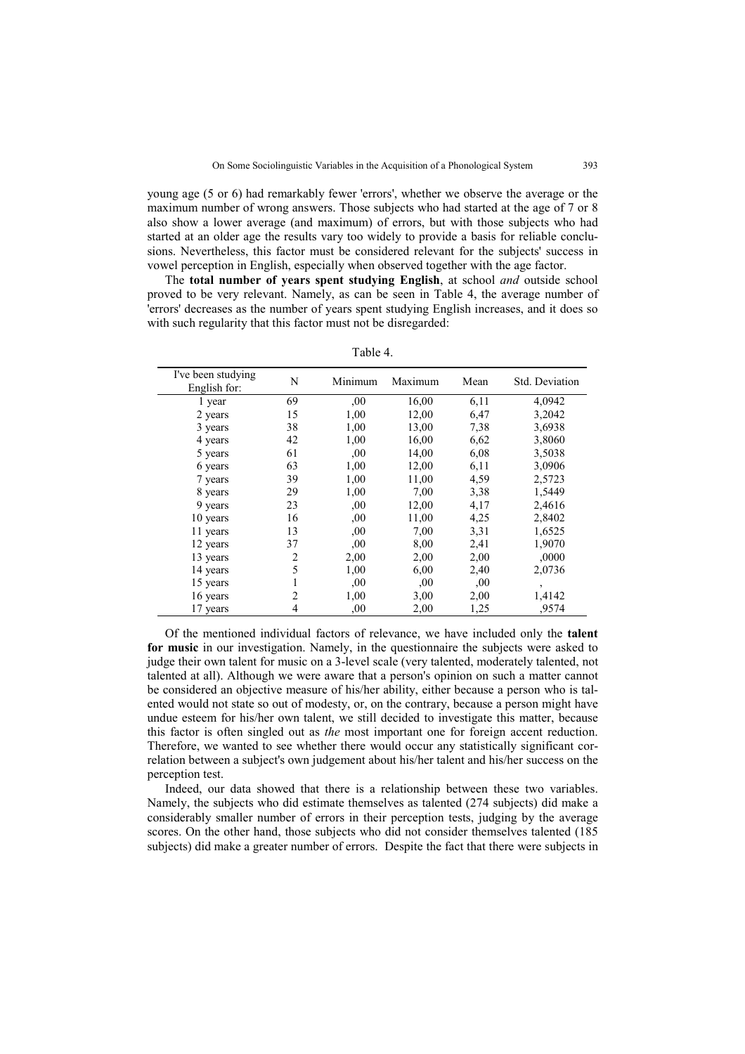young age (5 or 6) had remarkably fewer 'errors', whether we observe the average or the maximum number of wrong answers. Those subjects who had started at the age of 7 or 8 also show a lower average (and maximum) of errors, but with those subjects who had started at an older age the results vary too widely to provide a basis for reliable conclusions. Nevertheless, this factor must be considered relevant for the subjects' success in vowel perception in English, especially when observed together with the age factor.

The **total number of years spent studying English**, at school *and* outside school proved to be very relevant. Namely, as can be seen in Table 4, the average number of 'errors' decreases as the number of years spent studying English increases, and it does so with such regularity that this factor must not be disregarded:

Table 4.

| I've been studying English for: | N | Minimum | Maximum | Mean | Std. Deviation |
|---|---|---|---|---|---|
| 1 year | 69 | ,00 | 16,00 | 6,11 | 4,0942 |
| 2 years | 15 | 1,00 | 12,00 | 6,47 | 3,2042 |
| 3 years | 38 | 1,00 | 13,00 | 7,38 | 3,6938 |
| 4 years | 42 | 1,00 | 16,00 | 6,62 | 3,8060 |
| 5 years | 61 | ,00 | 14,00 | 6,08 | 3,5038 |
| 6 years | 63 | 1,00 | 12,00 | 6,11 | 3,0906 |
| 7 years | 39 | 1,00 | 11,00 | 4,59 | 2,5723 |
| 8 years | 29 | 1,00 | 7,00 | 3,38 | 1,5449 |
| 9 years | 23 | ,00 | 12,00 | 4,17 | 2,4616 |
| 10 years | 16 | ,00 | 11,00 | 4,25 | 2,8402 |
| 11 years | 13 | ,00 | 7,00 | 3,31 | 1,6525 |
| 12 years | 37 | ,00 | 8,00 | 2,41 | 1,9070 |
| 13 years | 2 | 2,00 | 2,00 | 2,00 | ,0000 |
| 14 years | 5 | 1,00 | 6,00 | 2,40 | 2,0736 |
| 15 years | 1 | ,00 | ,00 | ,00 | , |
| 16 years | 2 | 1,00 | 3,00 | 2,00 | 1,4142 |
| 17 years | 4 | ,00 | 2,00 | 1,25 | ,9574 |

Of the mentioned individual factors of relevance, we have included only the **talent for music** in our investigation. Namely, in the questionnaire the subjects were asked to judge their own talent for music on a 3-level scale (very talented, moderately talented, not talented at all). Although we were aware that a person's opinion on such a matter cannot be considered an objective measure of his/her ability, either because a person who is talented would not state so out of modesty, or, on the contrary, because a person might have undue esteem for his/her own talent, we still decided to investigate this matter, because this factor is often singled out as *the* most important one for foreign accent reduction. Therefore, we wanted to see whether there would occur any statistically significant correlation between a subject's own judgement about his/her talent and his/her success on the perception test.

Indeed, our data showed that there is a relationship between these two variables. Namely, the subjects who did estimate themselves as talented (274 subjects) did make a considerably smaller number of errors in their perception tests, judging by the average scores. On the other hand, those subjects who did not consider themselves talented (185 subjects) did make a greater number of errors. Despite the fact that there were subjects in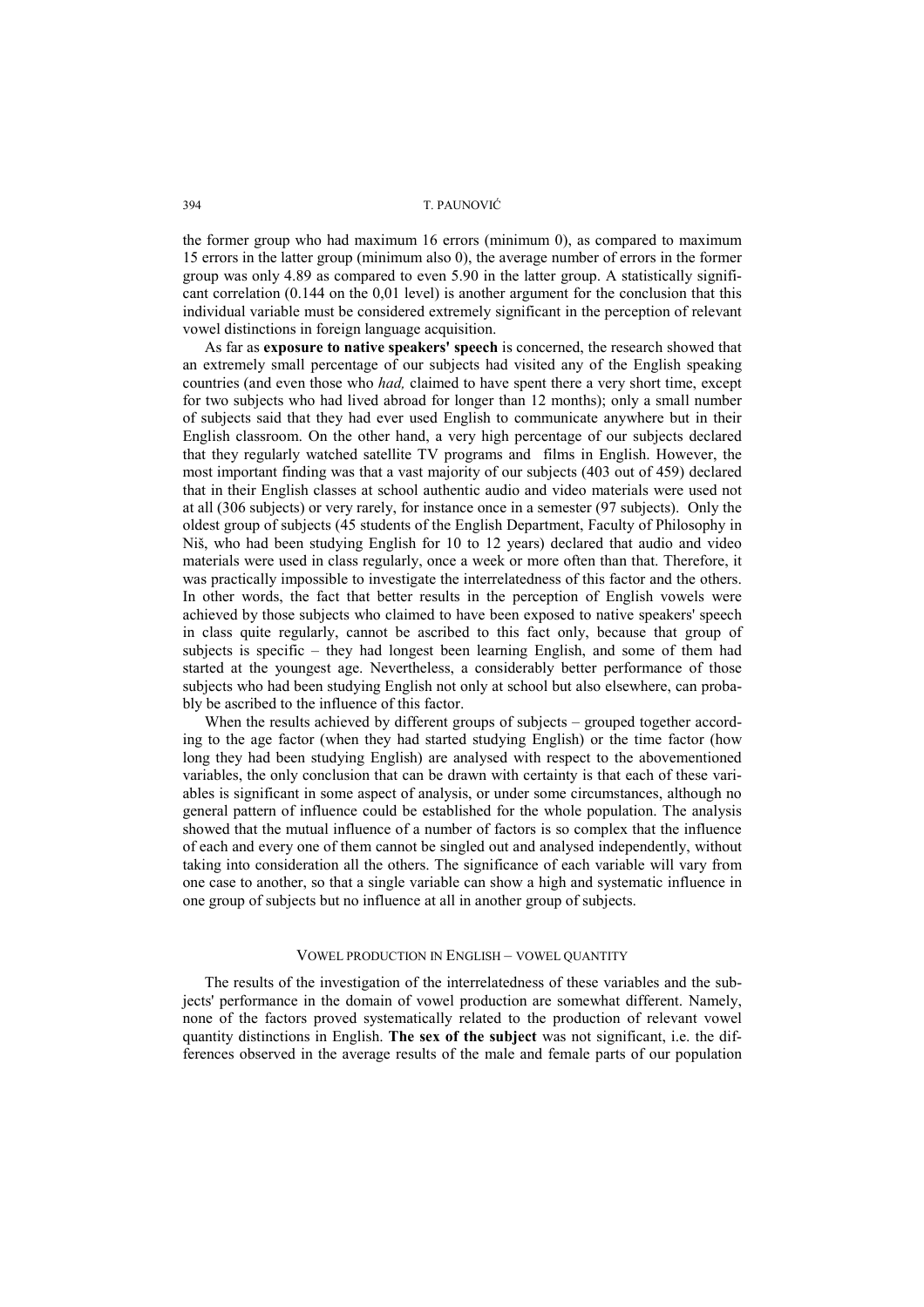the former group who had maximum 16 errors (minimum 0), as compared to maximum 15 errors in the latter group (minimum also 0), the average number of errors in the former group was only 4.89 as compared to even 5.90 in the latter group. A statistically significant correlation (0.144 on the 0,01 level) is another argument for the conclusion that this individual variable must be considered extremely significant in the perception of relevant vowel distinctions in foreign language acquisition.

As far as **exposure to native speakers' speech** is concerned, the research showed that an extremely small percentage of our subjects had visited any of the English speaking countries (and even those who *had,* claimed to have spent there a very short time, except for two subjects who had lived abroad for longer than 12 months); only a small number of subjects said that they had ever used English to communicate anywhere but in their English classroom. On the other hand, a very high percentage of our subjects declared that they regularly watched satellite TV programs and films in English. However, the most important finding was that a vast majority of our subjects (403 out of 459) declared that in their English classes at school authentic audio and video materials were used not at all (306 subjects) or very rarely, for instance once in a semester (97 subjects). Only the oldest group of subjects (45 students of the English Department, Faculty of Philosophy in Niš, who had been studying English for 10 to 12 years) declared that audio and video materials were used in class regularly, once a week or more often than that. Therefore, it was practically impossible to investigate the interrelatedness of this factor and the others. In other words, the fact that better results in the perception of English vowels were achieved by those subjects who claimed to have been exposed to native speakers' speech in class quite regularly, cannot be ascribed to this fact only, because that group of subjects is specific – they had longest been learning English, and some of them had started at the youngest age. Nevertheless, a considerably better performance of those subjects who had been studying English not only at school but also elsewhere, can probably be ascribed to the influence of this factor.

When the results achieved by different groups of subjects – grouped together according to the age factor (when they had started studying English) or the time factor (how long they had been studying English) are analysed with respect to the abovementioned variables, the only conclusion that can be drawn with certainty is that each of these variables is significant in some aspect of analysis, or under some circumstances, although no general pattern of influence could be established for the whole population. The analysis showed that the mutual influence of a number of factors is so complex that the influence of each and every one of them cannot be singled out and analysed independently, without taking into consideration all the others. The significance of each variable will vary from one case to another, so that a single variable can show a high and systematic influence in one group of subjects but no influence at all in another group of subjects.

## VOWEL PRODUCTION IN ENGLISH – VOWEL QUANTITY

The results of the investigation of the interrelatedness of these variables and the subjects' performance in the domain of vowel production are somewhat different. Namely, none of the factors proved systematically related to the production of relevant vowel quantity distinctions in English. **The sex of the subject** was not significant, i.e. the differences observed in the average results of the male and female parts of our population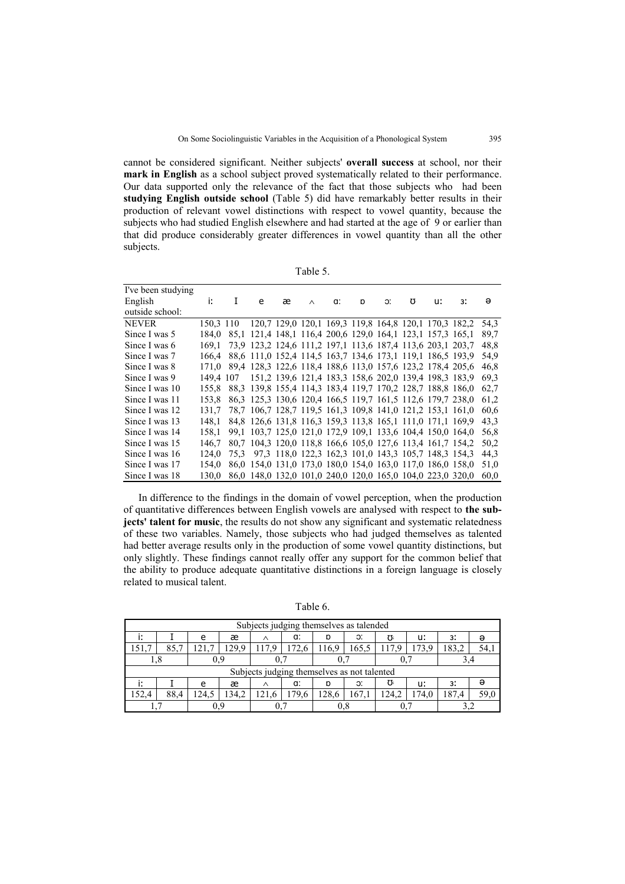cannot be considered significant. Neither subjects' **overall success** at school, nor their **mark in English** as a school subject proved systematically related to their performance. Our data supported only the relevance of the fact that those subjects who had been **studying English outside school** (Table 5) did have remarkably better results in their production of relevant vowel distinctions with respect to vowel quantity, because the subjects who had studied English elsewhere and had started at the age of 9 or earlier than that did produce considerably greater differences in vowel quantity than all the other subjects.

Table 5.

| I've been studying English outside school: | i: | I | e | æ | ʌ | ɑ: | ɒ | ɔ: | ʊ | u: | ɜ: | ə |
|---|---|---|---|---|---|---|---|---|---|---|---|---|
| NEVER | 150,3 | 110 | 120,7 | 129,0 | 120,1 | 169,3 | 119,8 | 164,8 | 120,1 | 170,3 | 182,2 | 54,3 |
| Since I was 5 | 184,0 | 85,1 | 121,4 | 148,1 | 116,4 | 200,6 | 129,0 | 164,1 | 123,1 | 157,3 | 165,1 | 89,7 |
| Since I was 6 | 169,1 | 73,9 | 123,2 | 124,6 | 111,2 | 197,1 | 113,6 | 187,4 | 113,6 | 203,1 | 203,7 | 48,8 |
| Since I was 7 | 166,4 | 88,6 | 111,0 | 152,4 | 114,5 | 163,7 | 134,6 | 173,1 | 119,1 | 186,5 | 193,9 | 54,9 |
| Since I was 8 | 171,0 | 89,4 | 128,3 | 122,6 | 118,4 | 188,6 | 113,0 | 157,6 | 123,2 | 178,4 | 205,6 | 46,8 |
| Since I was 9 | 149,4 | 107 | 151,2 | 139,6 | 121,4 | 183,3 | 158,6 | 202,0 | 139,4 | 198,3 | 183,9 | 69,3 |
| Since I was 10 | 155,8 | 88,3 | 139,8 | 155,4 | 114,3 | 183,4 | 119,7 | 170,2 | 128,7 | 188,8 | 186,0 | 62,7 |
| Since I was 11 | 153,8 | 86,3 | 125,3 | 130,6 | 120,4 | 166,5 | 119,7 | 161,5 | 112,6 | 179,7 | 238,0 | 61,2 |
| Since I was 12 | 131,7 | 78,7 | 106,7 | 128,7 | 119,5 | 161,3 | 109,8 | 141,0 | 121,2 | 153,1 | 161,0 | 60,6 |
| Since I was 13 | 148,1 | 84,8 | 126,6 | 131,8 | 116,3 | 159,3 | 113,8 | 165,1 | 111,0 | 171,1 | 169,9 | 43,3 |
| Since I was 14 | 158,1 | 99,1 | 103,7 | 125,0 | 121,0 | 172,9 | 109,1 | 133,6 | 104,4 | 150,0 | 164,0 | 56,8 |
| Since I was 15 | 146,7 | 80,7 | 104,3 | 120,0 | 118,8 | 166,6 | 105,0 | 127,6 | 113,4 | 161,7 | 154,2 | 50,2 |
| Since I was 16 | 124,0 | 75,3 | 97,3 | 118,0 | 122,3 | 162,3 | 101,0 | 143,3 | 105,7 | 148,3 | 154,3 | 44,3 |
| Since I was 17 | 154,0 | 86,0 | 154,0 | 131,0 | 173,0 | 180,0 | 154,0 | 163,0 | 117,0 | 186,0 | 158,0 | 51,0 |
| Since I was 18 | 130,0 | 86,0 | 148,0 | 132,0 | 101,0 | 240,0 | 120,0 | 165,0 | 104,0 | 223,0 | 320,0 | 60,0 |

In difference to the findings in the domain of vowel perception, when the production of quantitative differences between English vowels are analysed with respect to **the subjects' talent for music**, the results do not show any significant and systematic relatedness of these two variables. Namely, those subjects who had judged themselves as talented had better average results only in the production of some vowel quantity distinctions, but only slightly. These findings cannot really offer any support for the common belief that the ability to produce adequate quantitative distinctions in a foreign language is closely related to musical talent.

Table 6.

| Subjects judging themselves as talended | | | | | | | | | | | |
|---|---|---|---|---|---|---|---|---|---|---|---|
| i: | I | e | æ | ʌ | ɑ: | ɒ | ɔ: | ʊ | u: | ɜ: | ə |
| 151,7 | 85,7 | 121,7 | 129,9 | 117,9 | 172,6 | 116,9 | 165,5 | 117,9 | 173,9 | 183,2 | 54,1 |
| 1,8 | | 0,9 | | 0,7 | | 0,7 | | 0,7 | | 3,4 | |
| **Subjects judging themselves as not talented** | | | | | | | | | | | |
| i: | I | e | æ | ʌ | ɑ: | ɒ | ɔ: | ʊ | u: | ɜ: | ə |
| 152,4 | 88,4 | 124,5 | 134,2 | 121,6 | 179,6 | 128,6 | 167,1 | 124,2 | 174,0 | 187,4 | 59,0 |
| 1,7 | | 0,9 | | 0,7 | | 0,8 | | 0,7 | | 3,2 | |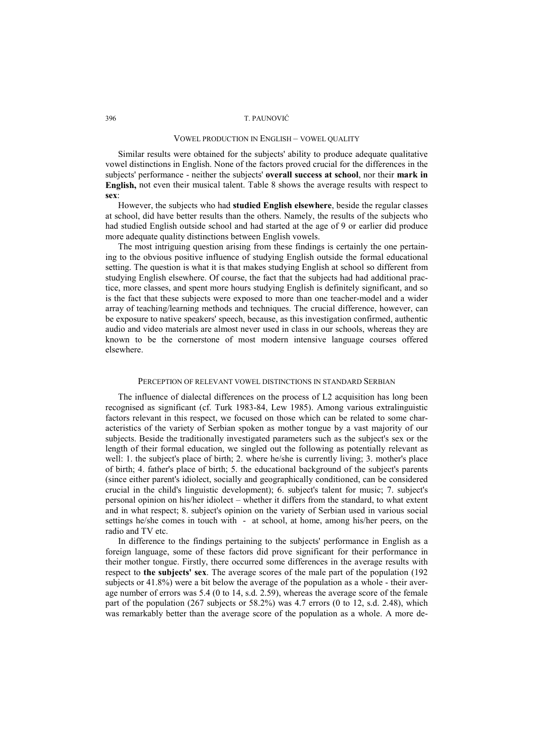## VOWEL PRODUCTION IN ENGLISH – VOWEL QUALITY

Similar results were obtained for the subjects' ability to produce adequate qualitative vowel distinctions in English. None of the factors proved crucial for the differences in the subjects' performance - neither the subjects' **overall success at school**, nor their **mark in English,** not even their musical talent. Table 8 shows the average results with respect to **sex**:

However, the subjects who had **studied English elsewhere**, beside the regular classes at school, did have better results than the others. Namely, the results of the subjects who had studied English outside school and had started at the age of 9 or earlier did produce more adequate quality distinctions between English vowels.

The most intriguing question arising from these findings is certainly the one pertaining to the obvious positive influence of studying English outside the formal educational setting. The question is what it is that makes studying English at school so different from studying English elsewhere. Of course, the fact that the subjects had had additional practice, more classes, and spent more hours studying English is definitely significant, and so is the fact that these subjects were exposed to more than one teacher-model and a wider array of teaching/learning methods and techniques. The crucial difference, however, can be exposure to native speakers' speech, because, as this investigation confirmed, authentic audio and video materials are almost never used in class in our schools, whereas they are known to be the cornerstone of most modern intensive language courses offered elsewhere.

## PERCEPTION OF RELEVANT VOWEL DISTINCTIONS IN STANDARD SERBIAN

The influence of dialectal differences on the process of L2 acquisition has long been recognised as significant (cf. Turk 1983-84, Lew 1985). Among various extralinguistic factors relevant in this respect, we focused on those which can be related to some characteristics of the variety of Serbian spoken as mother tongue by a vast majority of our subjects. Beside the traditionally investigated parameters such as the subject's sex or the length of their formal education, we singled out the following as potentially relevant as well: 1. the subject's place of birth; 2. where he/she is currently living; 3. mother's place of birth; 4. father's place of birth; 5. the educational background of the subject's parents (since either parent's idiolect, socially and geographically conditioned, can be considered crucial in the child's linguistic development); 6. subject's talent for music; 7. subject's personal opinion on his/her idiolect – whether it differs from the standard, to what extent and in what respect; 8. subject's opinion on the variety of Serbian used in various social settings he/she comes in touch with - at school, at home, among his/her peers, on the radio and TV etc.

In difference to the findings pertaining to the subjects' performance in English as a foreign language, some of these factors did prove significant for their performance in their mother tongue. Firstly, there occurred some differences in the average results with respect to **the subjects' sex**. The average scores of the male part of the population (192 subjects or 41.8%) were a bit below the average of the population as a whole - their average number of errors was 5.4 (0 to 14, s.d. 2.59), whereas the average score of the female part of the population (267 subjects or 58.2%) was 4.7 errors (0 to 12, s.d. 2.48), which was remarkably better than the average score of the population as a whole. A more de-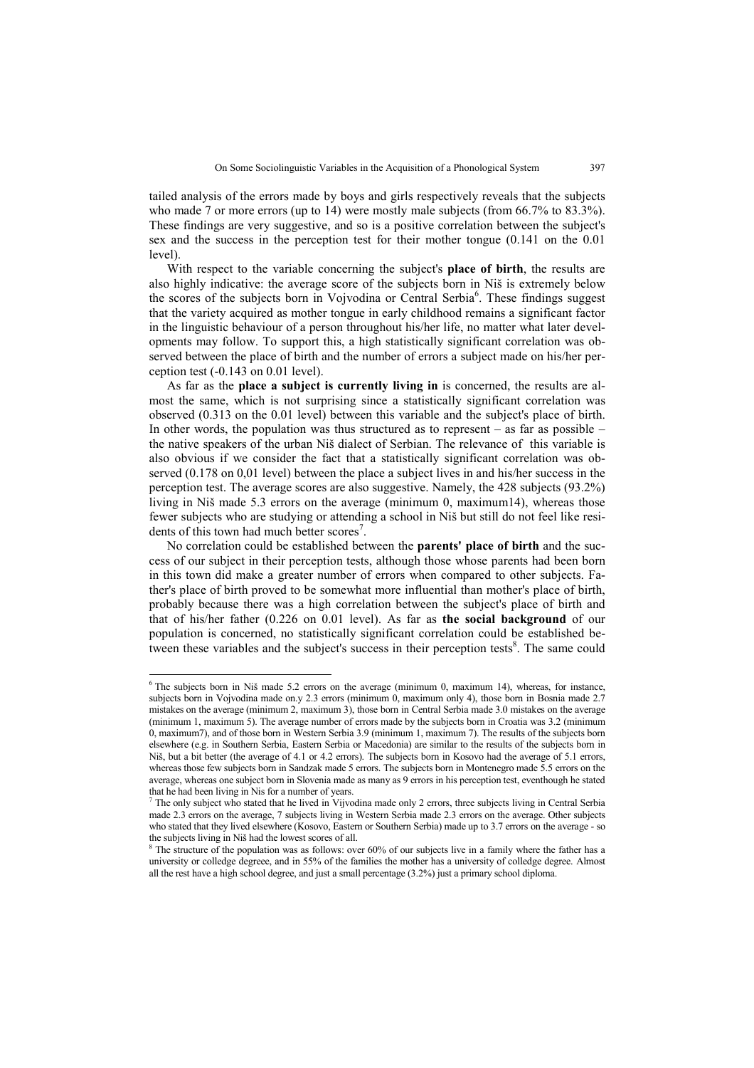tailed analysis of the errors made by boys and girls respectively reveals that the subjects who made 7 or more errors (up to 14) were mostly male subjects (from 66.7% to 83.3%). These findings are very suggestive, and so is a positive correlation between the subject's sex and the success in the perception test for their mother tongue (0.141 on the 0.01 level).

With respect to the variable concerning the subject's **place of birth**, the results are also highly indicative: the average score of the subjects born in Niš is extremely below the scores of the subjects born in Vojvodina or Central Serbia[6]. These findings suggest that the variety acquired as mother tongue in early childhood remains a significant factor in the linguistic behaviour of a person throughout his/her life, no matter what later developments may follow. To support this, a high statistically significant correlation was observed between the place of birth and the number of errors a subject made on his/her perception test (-0.143 on 0.01 level).

As far as the **place a subject is currently living in** is concerned, the results are almost the same, which is not surprising since a statistically significant correlation was observed (0.313 on the 0.01 level) between this variable and the subject's place of birth. In other words, the population was thus structured as to represent – as far as possible – the native speakers of the urban Niš dialect of Serbian. The relevance of this variable is also obvious if we consider the fact that a statistically significant correlation was observed (0.178 on 0,01 level) between the place a subject lives in and his/her success in the perception test. The average scores are also suggestive. Namely, the 428 subjects (93.2%) living in Niš made 5.3 errors on the average (minimum 0, maximum14), whereas those fewer subjects who are studying or attending a school in Niš but still do not feel like residents of this town had much better scores[7].

No correlation could be established between the **parents' place of birth** and the success of our subject in their perception tests, although those whose parents had been born in this town did make a greater number of errors when compared to other subjects. Father's place of birth proved to be somewhat more influential than mother's place of birth, probably because there was a high correlation between the subject's place of birth and that of his/her father (0.226 on 0.01 level). As far as **the social background** of our population is concerned, no statistically significant correlation could be established between these variables and the subject's success in their perception tests[8]. The same could

---

[6] The subjects born in Niš made 5.2 errors on the average (minimum 0, maximum 14), whereas, for instance, subjects born in Vojvodina made on.y 2.3 errors (minimum 0, maximum only 4), those born in Bosnia made 2.7 mistakes on the average (minimum 2, maximum 3), those born in Central Serbia made 3.0 mistakes on the average (minimum 1, maximum 5). The average number of errors made by the subjects born in Croatia was 3.2 (minimum 0, maximum7), and of those born in Western Serbia 3.9 (minimum 1, maximum 7). The results of the subjects born elsewhere (e.g. in Southern Serbia, Eastern Serbia or Macedonia) are similar to the results of the subjects born in Niš, but a bit better (the average of 4.1 or 4.2 errors). The subjects born in Kosovo had the average of 5.1 errors, whereas those few subjects born in Sandzak made 5 errors. The subjects born in Montenegro made 5.5 errors on the average, whereas one subject born in Slovenia made as many as 9 errors in his perception test, eventhough he stated that he had been living in Nis for a number of years.

[7] The only subject who stated that he lived in Vijvodina made only 2 errors, three subjects living in Central Serbia made 2.3 errors on the average, 7 subjects living in Western Serbia made 2.3 errors on the average. Other subjects who stated that they lived elsewhere (Kosovo, Eastern or Southern Serbia) made up to 3.7 errors on the average - so the subjects living in Niš had the lowest scores of all.

[8] The structure of the population was as follows: over 60% of our subjects live in a family where the father has a university or colledge degreee, and in 55% of the families the mother has a university of colledge degree. Almost all the rest have a high school degree, and just a small percentage (3.2%) just a primary school diploma.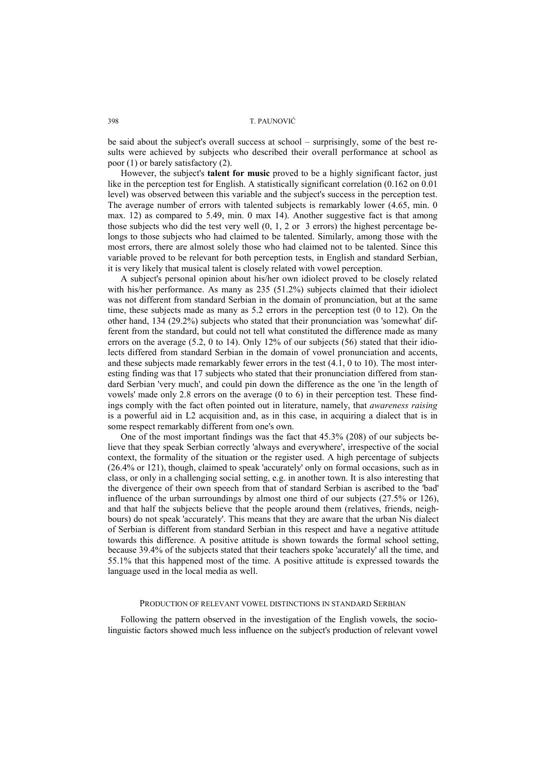be said about the subject's overall success at school – surprisingly, some of the best results were achieved by subjects who described their overall performance at school as poor (1) or barely satisfactory (2).

However, the subject's **talent for music** proved to be a highly significant factor, just like in the perception test for English. A statistically significant correlation (0.162 on 0.01 level) was observed between this variable and the subject's success in the perception test. The average number of errors with talented subjects is remarkably lower (4.65, min. 0 max. 12) as compared to 5.49, min. 0 max 14). Another suggestive fact is that among those subjects who did the test very well (0, 1, 2 or 3 errors) the highest percentage belongs to those subjects who had claimed to be talented. Similarly, among those with the most errors, there are almost solely those who had claimed not to be talented. Since this variable proved to be relevant for both perception tests, in English and standard Serbian, it is very likely that musical talent is closely related with vowel perception.

A subject's personal opinion about his/her own idiolect proved to be closely related with his/her performance. As many as 235 (51.2%) subjects claimed that their idiolect was not different from standard Serbian in the domain of pronunciation, but at the same time, these subjects made as many as 5.2 errors in the perception test (0 to 12). On the other hand, 134 (29.2%) subjects who stated that their pronunciation was 'somewhat' different from the standard, but could not tell what constituted the difference made as many errors on the average (5.2, 0 to 14). Only 12% of our subjects (56) stated that their idiolects differed from standard Serbian in the domain of vowel pronunciation and accents, and these subjects made remarkably fewer errors in the test (4.1, 0 to 10). The most interesting finding was that 17 subjects who stated that their pronunciation differed from standard Serbian 'very much', and could pin down the difference as the one 'in the length of vowels' made only 2.8 errors on the average (0 to 6) in their perception test. These findings comply with the fact often pointed out in literature, namely, that *awareness raising* is a powerful aid in L2 acquisition and, as in this case, in acquiring a dialect that is in some respect remarkably different from one's own.

One of the most important findings was the fact that 45.3% (208) of our subjects believe that they speak Serbian correctly 'always and everywhere', irrespective of the social context, the formality of the situation or the register used. A high percentage of subjects (26.4% or 121), though, claimed to speak 'accurately' only on formal occasions, such as in class, or only in a challenging social setting, e.g. in another town. It is also interesting that the divergence of their own speech from that of standard Serbian is ascribed to the 'bad' influence of the urban surroundings by almost one third of our subjects (27.5% or 126), and that half the subjects believe that the people around them (relatives, friends, neighbours) do not speak 'accurately'. This means that they are aware that the urban Nis dialect of Serbian is different from standard Serbian in this respect and have a negative attitude towards this difference. A positive attitude is shown towards the formal school setting, because 39.4% of the subjects stated that their teachers spoke 'accurately' all the time, and 55.1% that this happened most of the time. A positive attitude is expressed towards the language used in the local media as well.

## Production of relevant vowel distinctions in standard Serbian

Following the pattern observed in the investigation of the English vowels, the sociolinguistic factors showed much less influence on the subject's production of relevant vowel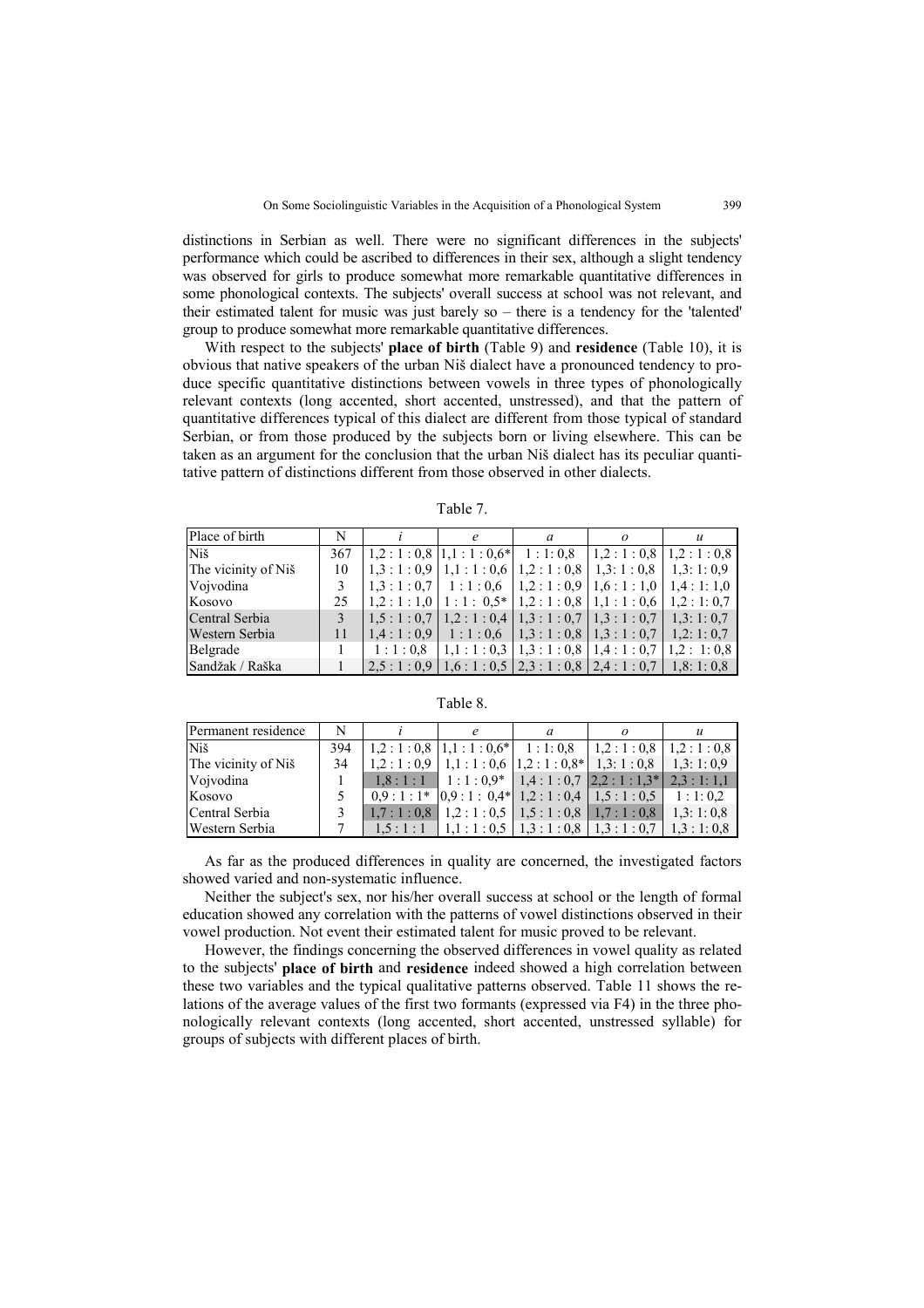distinctions in Serbian as well. There were no significant differences in the subjects' performance which could be ascribed to differences in their sex, although a slight tendency was observed for girls to produce somewhat more remarkable quantitative differences in some phonological contexts. The subjects' overall success at school was not relevant, and their estimated talent for music was just barely so – there is a tendency for the 'talented' group to produce somewhat more remarkable quantitative differences.

With respect to the subjects' **place of birth** (Table 9) and **residence** (Table 10), it is obvious that native speakers of the urban Niš dialect have a pronounced tendency to produce specific quantitative distinctions between vowels in three types of phonologically relevant contexts (long accented, short accented, unstressed), and that the pattern of quantitative differences typical of this dialect are different from those typical of standard Serbian, or from those produced by the subjects born or living elsewhere. This can be taken as an argument for the conclusion that the urban Niš dialect has its peculiar quantitative pattern of distinctions different from those observed in other dialects.

Table 7.

| Place of birth | N | *i* | *e* | *a* | *o* | *u* |
|---|---|---|---|---|---|---|
| Niš | 367 | 1,2 : 1 : 0,8 | 1,1 : 1 : 0,6* | 1 : 1: 0,8 | 1,2 : 1 : 0,8 | 1,2 : 1 : 0,8 |
| The vicinity of Niš | 10 | 1,3 : 1 : 0,9 | 1,1 : 1 : 0,6 | 1,2 : 1 : 0,8 | 1,3: 1 : 0,8 | 1,3: 1: 0,9 |
| Vojvodina | 3 | 1,3 : 1 : 0,7 | 1 : 1 : 0,6 | 1,2 : 1 : 0,9 | 1,6 : 1 : 1,0 | 1,4 : 1: 1,0 |
| Kosovo | 25 | 1,2 : 1 : 1,0 | 1 : 1 : 0,5* | 1,2 : 1 : 0,8 | 1,1 : 1 : 0,6 | 1,2 : 1: 0,7 |
| Central Serbia | 3 | 1,5 : 1 : 0,7 | 1,2 : 1 : 0,4 | 1,3 : 1 : 0,7 | 1,3 : 1 : 0,7 | 1,3: 1: 0,7 |
| Western Serbia | 11 | 1,4 : 1 : 0,9 | 1 : 1 : 0,6 | 1,3 : 1 : 0,8 | 1,3 : 1 : 0,7 | 1,2: 1: 0,7 |
| Belgrade | 1 | 1 : 1 : 0,8 | 1,1 : 1 : 0,3 | 1,3 : 1 : 0,8 | 1,4 : 1 : 0,7 | 1,2 : 1: 0,8 |
| Sandžak / Raška | 1 | 2,5 : 1 : 0,9 | 1,6 : 1 : 0,5 | 2,3 : 1 : 0,8 | 2,4 : 1 : 0,7 | 1,8: 1: 0,8 |

Table 8.

| Permanent residence | N | *i* | *e* | *a* | *o* | *u* |
|---|---|---|---|---|---|---|
| Niš | 394 | 1,2 : 1 : 0,8 | 1,1 : 1 : 0,6* | 1 : 1: 0,8 | 1,2 : 1 : 0,8 | 1,2 : 1 : 0,8 |
| The vicinity of Niš | 34 | 1,2 : 1 : 0,9 | 1,1 : 1 : 0,6 | 1,2 : 1 : 0,8* | 1,3: 1 : 0,8 | 1,3: 1: 0,9 |
| Vojvodina | 1 | 1,8 : 1 : 1 | 1 : 1 : 0,9* | 1,4 : 1 : 0,7 | 2,2 : 1 : 1,3* | 2,3 : 1: 1,1 |
| Kosovo | 5 | 0,9 : 1 : 1* | 0,9 : 1 : 0,4* | 1,2 : 1 : 0,4 | 1,5 : 1 : 0,5 | 1 : 1: 0,2 |
| Central Serbia | 3 | 1,7 : 1 : 0,8 | 1,2 : 1 : 0,5 | 1,5 : 1 : 0,8 | 1,7 : 1 : 0,8 | 1,3: 1: 0,8 |
| Western Serbia | 7 | 1,5 : 1 : 1 | 1,1 : 1 : 0,5 | 1,3 : 1 : 0,8 | 1,3 : 1 : 0,7 | 1,3 : 1: 0,8 |

As far as the produced differences in quality are concerned, the investigated factors showed varied and non-systematic influence.

Neither the subject's sex, nor his/her overall success at school or the length of formal education showed any correlation with the patterns of vowel distinctions observed in their vowel production. Not event their estimated talent for music proved to be relevant.

However, the findings concerning the observed differences in vowel quality as related to the subjects' **place of birth** and **residence** indeed showed a high correlation between these two variables and the typical qualitative patterns observed. Table 11 shows the relations of the average values of the first two formants (expressed via F4) in the three phonologically relevant contexts (long accented, short accented, unstressed syllable) for groups of subjects with different places of birth.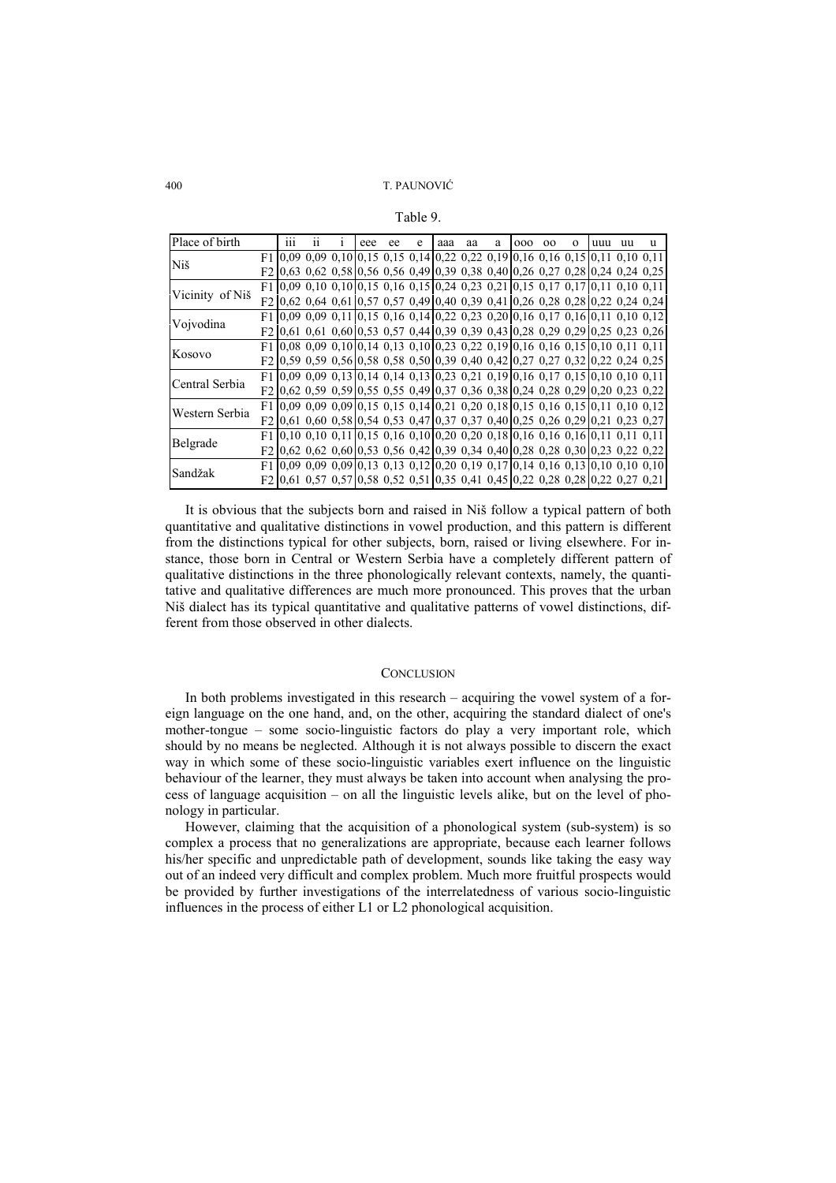Table 9.

| Place of birth | | iii | ii | i | eee | ee | e | aaa | aa | a | ooo | oo | o | uuu | uu | u |
|---|---|---|---|---|---|---|---|---|---|---|---|---|---|---|---|---|
| Niš | F1 | 0,09 | 0,09 | 0,10 | 0,15 | 0,15 | 0,14 | 0,22 | 0,22 | 0,19 | 0,16 | 0,16 | 0,15 | 0,11 | 0,10 | 0,11 |
| | F2 | 0,63 | 0,62 | 0,58 | 0,56 | 0,56 | 0,49 | 0,39 | 0,38 | 0,40 | 0,26 | 0,27 | 0,28 | 0,24 | 0,24 | 0,25 |
| Vicinity of Niš | F1 | 0,09 | 0,10 | 0,10 | 0,15 | 0,16 | 0,15 | 0,24 | 0,23 | 0,21 | 0,15 | 0,17 | 0,17 | 0,11 | 0,10 | 0,11 |
| | F2 | 0,62 | 0,64 | 0,61 | 0,57 | 0,57 | 0,49 | 0,40 | 0,39 | 0,41 | 0,26 | 0,28 | 0,28 | 0,22 | 0,24 | 0,24 |
| Vojvodina | F1 | 0,09 | 0,09 | 0,11 | 0,15 | 0,16 | 0,14 | 0,22 | 0,23 | 0,20 | 0,16 | 0,17 | 0,16 | 0,11 | 0,10 | 0,12 |
| | F2 | 0,61 | 0,61 | 0,60 | 0,53 | 0,57 | 0,44 | 0,39 | 0,39 | 0,43 | 0,28 | 0,29 | 0,29 | 0,25 | 0,23 | 0,26 |
| Kosovo | F1 | 0,08 | 0,09 | 0,10 | 0,14 | 0,13 | 0,10 | 0,23 | 0,22 | 0,19 | 0,16 | 0,16 | 0,15 | 0,10 | 0,11 | 0,11 |
| | F2 | 0,59 | 0,59 | 0,56 | 0,58 | 0,58 | 0,50 | 0,39 | 0,40 | 0,42 | 0,27 | 0,27 | 0,32 | 0,22 | 0,24 | 0,25 |
| Central Serbia | F1 | 0,09 | 0,09 | 0,13 | 0,14 | 0,14 | 0,13 | 0,23 | 0,21 | 0,19 | 0,16 | 0,17 | 0,15 | 0,10 | 0,10 | 0,11 |
| | F2 | 0,62 | 0,59 | 0,59 | 0,55 | 0,55 | 0,49 | 0,37 | 0,36 | 0,38 | 0,24 | 0,28 | 0,29 | 0,20 | 0,23 | 0,22 |
| Western Serbia | F1 | 0,09 | 0,09 | 0,09 | 0,15 | 0,15 | 0,14 | 0,21 | 0,20 | 0,18 | 0,15 | 0,16 | 0,15 | 0,11 | 0,10 | 0,12 |
| | F2 | 0,61 | 0,60 | 0,58 | 0,54 | 0,53 | 0,47 | 0,37 | 0,37 | 0,40 | 0,25 | 0,26 | 0,29 | 0,21 | 0,23 | 0,27 |
| Belgrade | F1 | 0,10 | 0,10 | 0,11 | 0,15 | 0,16 | 0,10 | 0,20 | 0,20 | 0,18 | 0,16 | 0,16 | 0,16 | 0,11 | 0,11 | 0,11 |
| | F2 | 0,62 | 0,62 | 0,60 | 0,53 | 0,56 | 0,42 | 0,39 | 0,34 | 0,40 | 0,28 | 0,28 | 0,30 | 0,23 | 0,22 | 0,22 |
| Sandžak | F1 | 0,09 | 0,09 | 0,09 | 0,13 | 0,13 | 0,12 | 0,20 | 0,19 | 0,17 | 0,14 | 0,16 | 0,13 | 0,10 | 0,10 | 0,10 |
| | F2 | 0,61 | 0,57 | 0,57 | 0,58 | 0,52 | 0,51 | 0,35 | 0,41 | 0,45 | 0,22 | 0,28 | 0,28 | 0,22 | 0,27 | 0,21 |

It is obvious that the subjects born and raised in Niš follow a typical pattern of both quantitative and qualitative distinctions in vowel production, and this pattern is different from the distinctions typical for other subjects, born, raised or living elsewhere. For instance, those born in Central or Western Serbia have a completely different pattern of qualitative distinctions in the three phonologically relevant contexts, namely, the quantitative and qualitative differences are much more pronounced. This proves that the urban Niš dialect has its typical quantitative and qualitative patterns of vowel distinctions, different from those observed in other dialects.

## Conclusion

In both problems investigated in this research – acquiring the vowel system of a foreign language on the one hand, and, on the other, acquiring the standard dialect of one's mother-tongue – some socio-linguistic factors do play a very important role, which should by no means be neglected. Although it is not always possible to discern the exact way in which some of these socio-linguistic variables exert influence on the linguistic behaviour of the learner, they must always be taken into account when analysing the process of language acquisition – on all the linguistic levels alike, but on the level of phonology in particular.

However, claiming that the acquisition of a phonological system (sub-system) is so complex a process that no generalizations are appropriate, because each learner follows his/her specific and unpredictable path of development, sounds like taking the easy way out of an indeed very difficult and complex problem. Much more fruitful prospects would be provided by further investigations of the interrelatedness of various socio-linguistic influences in the process of either L1 or L2 phonological acquisition.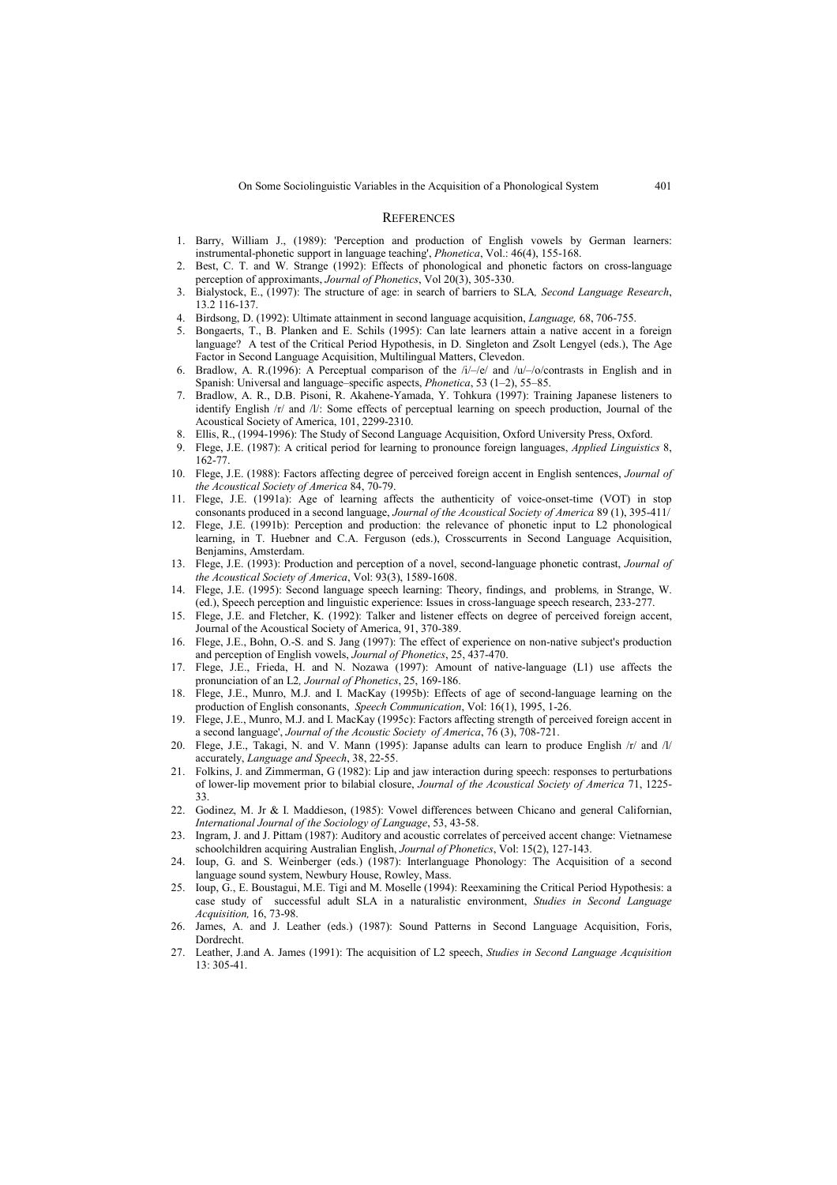## REFERENCES

1. Barry, William J., (1989): 'Perception and production of English vowels by German learners: instrumental-phonetic support in language teaching', *Phonetica*, Vol.: 46(4), 155-168.
2. Best, C. T. and W. Strange (1992): Effects of phonological and phonetic factors on cross-language perception of approximants, *Journal of Phonetics*, Vol 20(3), 305-330.
3. Bialystock, E., (1997): The structure of age: in search of barriers to SLA*, Second Language Research*, 13.2 116-137.
4. Birdsong, D. (1992): Ultimate attainment in second language acquisition, *Language,* 68, 706-755.
5. Bongaerts, T., B. Planken and E. Schils (1995): Can late learners attain a native accent in a foreign language? A test of the Critical Period Hypothesis, in D. Singleton and Zsolt Lengyel (eds.), The Age Factor in Second Language Acquisition, Multilingual Matters, Clevedon.
6. Bradlow, A. R.(1996): A Perceptual comparison of the /i/–/e/ and /u/–/o/contrasts in English and in Spanish: Universal and language–specific aspects, *Phonetica*, 53 (1–2), 55–85.
7. Bradlow, A. R., D.B. Pisoni, R. Akahene-Yamada, Y. Tohkura (1997): Training Japanese listeners to identify English /r/ and /l/: Some effects of perceptual learning on speech production, Journal of the Acoustical Society of America, 101, 2299-2310.
8. Ellis, R., (1994-1996): The Study of Second Language Acquisition, Oxford University Press, Oxford.
9. Flege, J.E. (1987): A critical period for learning to pronounce foreign languages, *Applied Linguistics* 8, 162-77.
10. Flege, J.E. (1988): Factors affecting degree of perceived foreign accent in English sentences, *Journal of the Acoustical Society of America* 84, 70-79.
11. Flege, J.E. (1991a): Age of learning affects the authenticity of voice-onset-time (VOT) in stop consonants produced in a second language, *Journal of the Acoustical Society of America* 89 (1), 395-411/
12. Flege, J.E. (1991b): Perception and production: the relevance of phonetic input to L2 phonological learning, in T. Huebner and C.A. Ferguson (eds.), Crosscurrents in Second Language Acquisition, Benjamins, Amsterdam.
13. Flege, J.E. (1993): Production and perception of a novel, second-language phonetic contrast, *Journal of the Acoustical Society of America*, Vol: 93(3), 1589-1608.
14. Flege, J.E. (1995): Second language speech learning: Theory, findings, and problems*,* in Strange, W. (ed.), Speech perception and linguistic experience: Issues in cross-language speech research, 233-277.
15. Flege, J.E. and Fletcher, K. (1992): Talker and listener effects on degree of perceived foreign accent, Journal of the Acoustical Society of America, 91, 370-389.
16. Flege, J.E., Bohn, O.-S. and S. Jang (1997): The effect of experience on non-native subject's production and perception of English vowels, *Journal of Phonetics*, 25, 437-470.
17. Flege, J.E., Frieda, H. and N. Nozawa (1997): Amount of native-language (L1) use affects the pronunciation of an L2*, Journal of Phonetics*, 25, 169-186.
18. Flege, J.E., Munro, M.J. and I. MacKay (1995b): Effects of age of second-language learning on the production of English consonants, *Speech Communication*, Vol: 16(1), 1995, 1-26.
19. Flege, J.E., Munro, M.J. and I. MacKay (1995c): Factors affecting strength of perceived foreign accent in a second language', *Journal of the Acoustic Society of America*, 76 (3), 708-721.
20. Flege, J.E., Takagi, N. and V. Mann (1995): Japanse adults can learn to produce English /r/ and /l/ accurately, *Language and Speech*, 38, 22-55.
21. Folkins, J. and Zimmerman, G (1982): Lip and jaw interaction during speech: responses to perturbations of lower-lip movement prior to bilabial closure, *Journal of the Acoustical Society of America* 71, 1225-33.
22. Godinez, M. Jr & I. Maddieson, (1985): Vowel differences between Chicano and general Californian, *International Journal of the Sociology of Language*, 53, 43-58.
23. Ingram, J. and J. Pittam (1987): Auditory and acoustic correlates of perceived accent change: Vietnamese schoolchildren acquiring Australian English, *Journal of Phonetics*, Vol: 15(2), 127-143.
24. Ioup, G. and S. Weinberger (eds.) (1987): Interlanguage Phonology: The Acquisition of a second language sound system, Newbury House, Rowley, Mass.
25. Ioup, G., E. Boustagui, M.E. Tigi and M. Moselle (1994): Reexamining the Critical Period Hypothesis: a case study of successful adult SLA in a naturalistic environment, *Studies in Second Language Acquisition,* 16, 73-98.
26. James, A. and J. Leather (eds.) (1987): Sound Patterns in Second Language Acquisition, Foris, Dordrecht.
27. Leather, J.and A. James (1991): The acquisition of L2 speech, *Studies in Second Language Acquisition* 13: 305-41.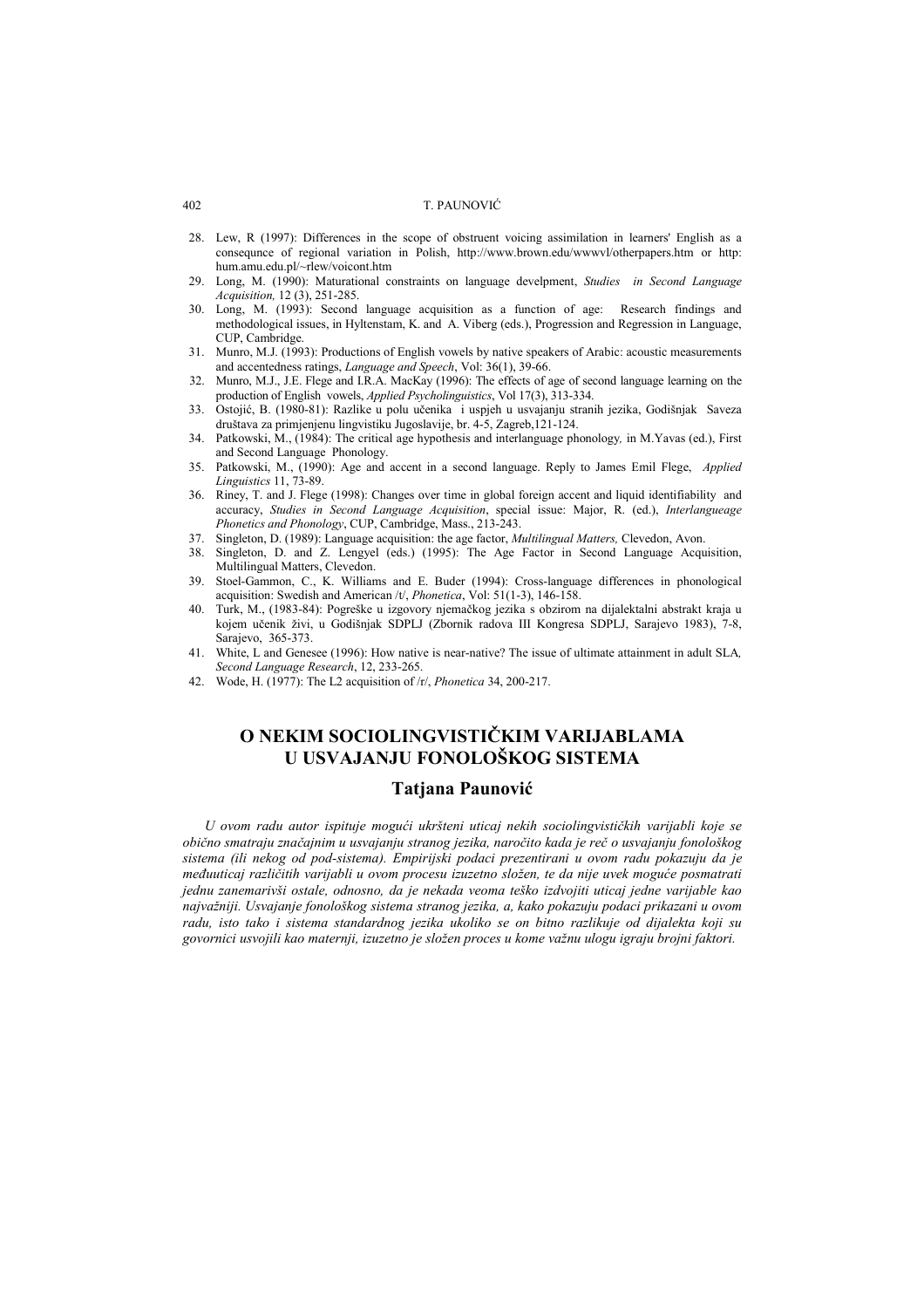28. Lew, R (1997): Differences in the scope of obstruent voicing assimilation in learners' English as a consequnce of regional variation in Polish, http://www.brown.edu/wwwvl/otherpapers.htm or http: hum.amu.edu.pl/~rlew/voicont.htm
29. Long, M. (1990): Maturational constraints on language develpment, *Studies in Second Language Acquisition,* 12 (3), 251-285.
30. Long, M. (1993): Second language acquisition as a function of age: Research findings and methodological issues, in Hyltenstam, K. and A. Viberg (eds.), Progression and Regression in Language, CUP, Cambridge.
31. Munro, M.J. (1993): Productions of English vowels by native speakers of Arabic: acoustic measurements and accentedness ratings, *Language and Speech*, Vol: 36(1), 39-66.
32. Munro, M.J., J.E. Flege and I.R.A. MacKay (1996): The effects of age of second language learning on the production of English vowels, *Applied Psycholinguistics*, Vol 17(3), 313-334.
33. Ostojić, B. (1980-81): Razlike u polu učenika i uspjeh u usvajanju stranih jezika, Godišnjak Saveza društava za primjenjenu lingvistiku Jugoslavije, br. 4-5, Zagreb,121-124.
34. Patkowski, M., (1984): The critical age hypothesis and interlanguage phonology*,* in M.Yavas (ed.), First and Second Language Phonology.
35. Patkowski, M., (1990): Age and accent in a second language. Reply to James Emil Flege, *Applied Linguistics* 11, 73-89.
36. Riney, T. and J. Flege (1998): Changes over time in global foreign accent and liquid identifiability and accuracy, *Studies in Second Language Acquisition*, special issue: Major, R. (ed.), *Interlangueage Phonetics and Phonology*, CUP, Cambridge, Mass., 213-243.
37. Singleton, D. (1989): Language acquisition: the age factor, *Multilingual Matters,* Clevedon, Avon.
38. Singleton, D. and Z. Lengyel (eds.) (1995): The Age Factor in Second Language Acquisition, Multilingual Matters, Clevedon.
39. Stoel-Gammon, C., K. Williams and E. Buder (1994): Cross-language differences in phonological acquisition: Swedish and American /t/, *Phonetica*, Vol: 51(1-3), 146-158.
40. Turk, M., (1983-84): Pogreške u izgovory njemačkog jezika s obzirom na dijalektalni abstrakt kraja u kojem učenik živi, u Godišnjak SDPLJ (Zbornik radova III Kongresa SDPLJ, Sarajevo 1983), 7-8, Sarajevo, 365-373.
41. White, L and Genesee (1996): How native is near-native? The issue of ultimate attainment in adult SLA*, Second Language Research*, 12, 233-265.
42. Wode, H. (1977): The L2 acquisition of /r/, *Phonetica* 34, 200-217.

## O NEKIM SOCIOLINGVISTIČKIM VARIJABLAMA U USVAJANJU FONOLOŠKOG SISTEMA

### Tatjana Paunović

*U ovom radu autor ispituje mogući ukršteni uticaj nekih sociolingvističkih varijabli koje se obično smatraju značajnim u usvajanju stranog jezika, naročito kada je reč o usvajanju fonološkog sistema (ili nekog od pod-sistema). Empirijski podaci prezentirani u ovom radu pokazuju da je međuuticaj različitih varijabli u ovom procesu izuzetno složen, te da nije uvek moguće posmatrati jednu zanemarivši ostale, odnosno, da je nekada veoma teško izdvojiti uticaj jedne varijable kao najvažniji. Usvajanje fonološkog sistema stranog jezika, a, kako pokazuju podaci prikazani u ovom radu, isto tako i sistema standardnog jezika ukoliko se on bitno razlikuje od dijalekta koji su govornici usvojili kao maternji, izuzetno je složen proces u kome važnu ulogu igraju brojni faktori.*